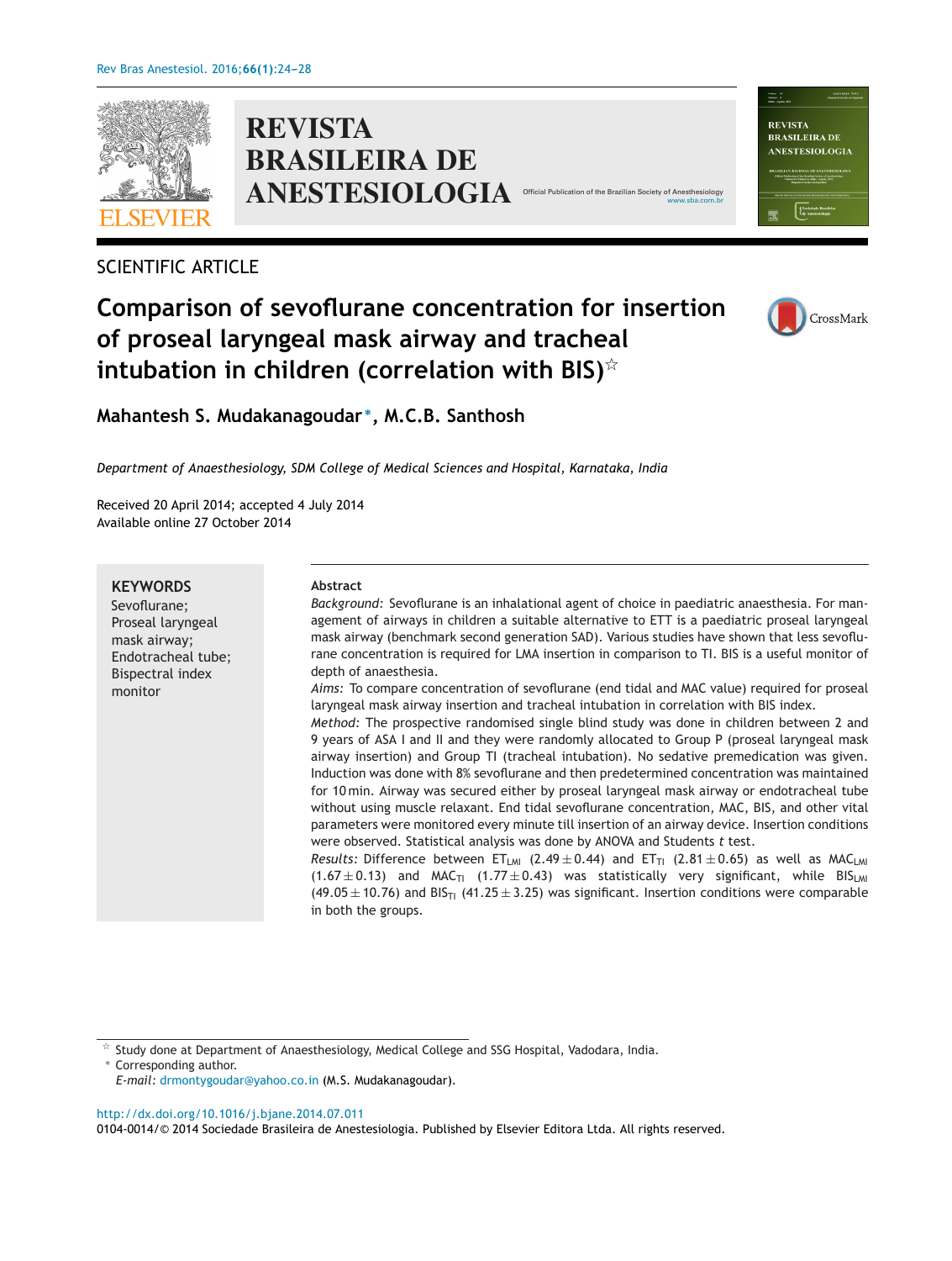SCIENTIFIC ARTICLE

# Comparison of sevoflurane concentration for insertion of proseal laryngeal mask airway and tracheal intubation in children (correlation with BIS)☆

**Mahantesh S. Mudakanagoudar*, M.C.B. Santhosh**

*Department of Anaesthesiology, SDM College of Medical Sciences and Hospital, Karnataka, India*

Received 20 April 2014; accepted 4 July 2014
Available online 27 October 2014

**KEYWORDS**
Sevoflurane;
Proseal laryngeal mask airway;
Endotracheal tube;
Bispectral index monitor

**Abstract**

*Background:* Sevoflurane is an inhalational agent of choice in paediatric anaesthesia. For management of airways in children a suitable alternative to ETT is a paediatric proseal laryngeal mask airway (benchmark second generation SAD). Various studies have shown that less sevoflurane concentration is required for LMA insertion in comparison to TI. BIS is a useful monitor of depth of anaesthesia.

*Aims:* To compare concentration of sevoflurane (end tidal and MAC value) required for proseal laryngeal mask airway insertion and tracheal intubation in correlation with BIS index.

*Method:* The prospective randomised single blind study was done in children between 2 and 9 years of ASA I and II and they were randomly allocated to Group P (proseal laryngeal mask airway insertion) and Group TI (tracheal intubation). No sedative premedication was given. Induction was done with 8% sevoflurane and then predetermined concentration was maintained for 10 min. Airway was secured either by proseal laryngeal mask airway or endotracheal tube without using muscle relaxant. End tidal sevoflurane concentration, MAC, BIS, and other vital parameters were monitored every minute till insertion of an airway device. Insertion conditions were observed. Statistical analysis was done by ANOVA and Students *t* test.

*Results:* Difference between $ET_{LMI}$ ($2.49 \pm 0.44$) and $ET_{TI}$ ($2.81 \pm 0.65$) as well as $MAC_{LMI}$ ($1.67 \pm 0.13$) and $MAC_{TI}$ ($1.77 \pm 0.43$) was statistically very significant, while $BIS_{LMI}$ ($49.05 \pm 10.76$) and $BIS_{TI}$ ($41.25 \pm 3.25$) was significant. Insertion conditions were comparable in both the groups.

☆ Study done at Department of Anaesthesiology, Medical College and SSG Hospital, Vadodara, India.
* Corresponding author.
*E-mail:* drmontygoudar@yahoo.co.in (M.S. Mudakanagoudar).

http://dx.doi.org/10.1016/j.bjane.2014.07.011
0104-0014/© 2014 Sociedade Brasileira de Anestesiologia. Published by Elsevier Editora Ltda. All rights reserved.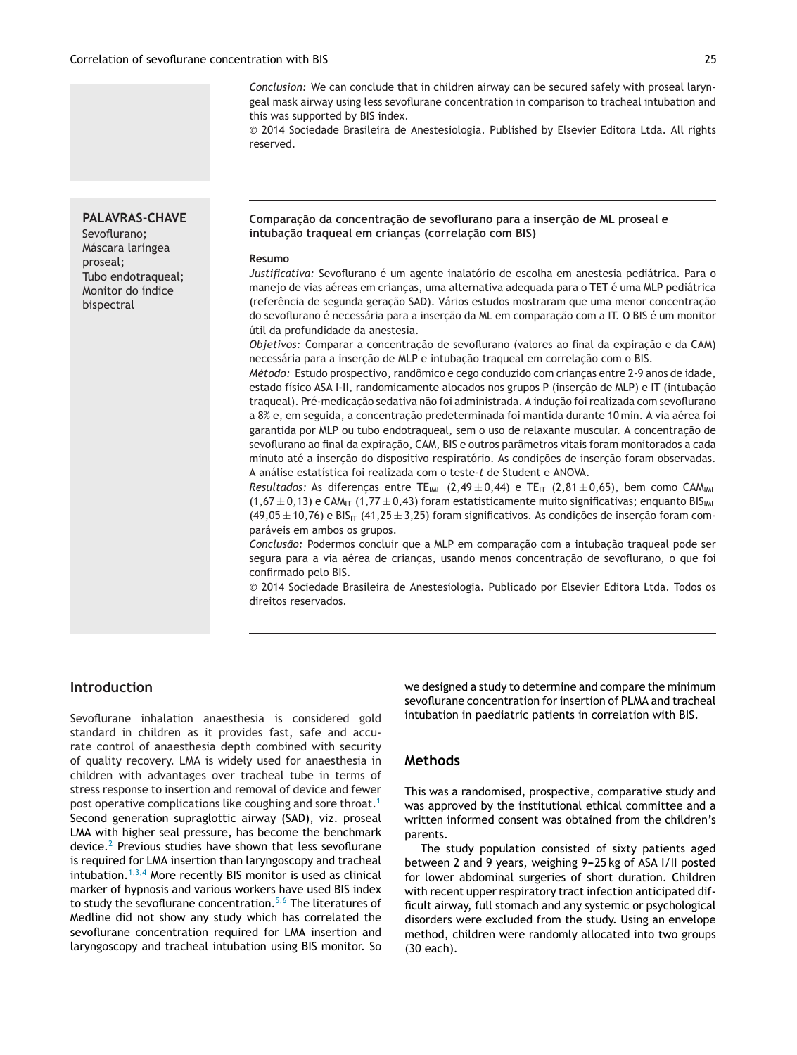*Conclusion:* We can conclude that in children airway can be secured safely with proseal laryngeal mask airway using less sevoflurane concentration in comparison to tracheal intubation and this was supported by BIS index.

© 2014 Sociedade Brasileira de Anestesiologia. Published by Elsevier Editora Ltda. All rights reserved.

**PALAVRAS-CHAVE**

Sevoflurano;
Máscara laríngea proseal;
Tubo endotraqueal;
Monitor do índice bispectral

**Comparação da concentração de sevoflurano para a inserção de ML proseal e intubação traqueal em crianças (correlação com BIS)**

**Resumo**

*Justificativa:* Sevoflurano é um agente inalatório de escolha em anestesia pediátrica. Para o manejo de vias aéreas em crianças, uma alternativa adequada para o TET é uma MLP pediátrica (referência de segunda geração SAD). Vários estudos mostraram que uma menor concentração do sevoflurano é necessária para a inserção da ML em comparação com a IT. O BIS é um monitor útil da profundidade da anestesia.

*Objetivos:* Comparar a concentração de sevoflurano (valores ao final da expiração e da CAM) necessária para a inserção de MLP e intubação traqueal em correlação com o BIS.

*Método:* Estudo prospectivo, randômico e cego conduzido com crianças entre 2-9 anos de idade, estado físico ASA I-II, randomicamente alocados nos grupos P (inserção de MLP) e IT (intubação traqueal). Pré-medicação sedativa não foi administrada. A indução foi realizada com sevoflurano a 8% e, em seguida, a concentração predeterminada foi mantida durante 10 min. A via aérea foi garantida por MLP ou tubo endotraqueal, sem o uso de relaxante muscular. A concentração de sevoflurano ao final da expiração, CAM, BIS e outros parâmetros vitais foram monitorados a cada minuto até a inserção do dispositivo respiratório. As condições de inserção foram observadas. A análise estatística foi realizada com o teste-*t* de Student e ANOVA.

*Resultados:* As diferenças entre $TE_{IML}$ (2,49 ± 0,44) e $TE_{IT}$ (2,81 ± 0,65), bem como $CAM_{IML}$ (1,67 ± 0,13) e $CAM_{IT}$ (1,77 ± 0,43) foram estatisticamente muito significativas; enquanto $BIS_{IML}$ (49,05 ± 10,76) e $BIS_{IT}$ (41,25 ± 3,25) foram significativos. As condições de inserção foram comparáveis em ambos os grupos.

*Conclusão:* Podermos concluir que a MLP em comparação com a intubação traqueal pode ser segura para a via aérea de crianças, usando menos concentração de sevoflurano, o que foi confirmado pelo BIS.

© 2014 Sociedade Brasileira de Anestesiologia. Publicado por Elsevier Editora Ltda. Todos os direitos reservados.

## Introduction

Sevoflurane inhalation anaesthesia is considered gold standard in children as it provides fast, safe and accurate control of anaesthesia depth combined with security of quality recovery. LMA is widely used for anaesthesia in children with advantages over tracheal tube in terms of stress response to insertion and removal of device and fewer post operative complications like coughing and sore throat.[1] Second generation supraglottic airway (SAD), viz. proseal LMA with higher seal pressure, has become the benchmark device.[2] Previous studies have shown that less sevoflurane is required for LMA insertion than laryngoscopy and tracheal intubation.[1,3,4] More recently BIS monitor is used as clinical marker of hypnosis and various workers have used BIS index to study the sevoflurane concentration.[5,6] The literatures of Medline did not show any study which has correlated the sevoflurane concentration required for LMA insertion and laryngoscopy and tracheal intubation using BIS monitor. So we designed a study to determine and compare the minimum sevoflurane concentration for insertion of PLMA and tracheal intubation in paediatric patients in correlation with BIS.

## Methods

This was a randomised, prospective, comparative study and was approved by the institutional ethical committee and a written informed consent was obtained from the children's parents.

The study population consisted of sixty patients aged between 2 and 9 years, weighing 9–25 kg of ASA I/II posted for lower abdominal surgeries of short duration. Children with recent upper respiratory tract infection anticipated difficult airway, full stomach and any systemic or psychological disorders were excluded from the study. Using an envelope method, children were randomly allocated into two groups (30 each).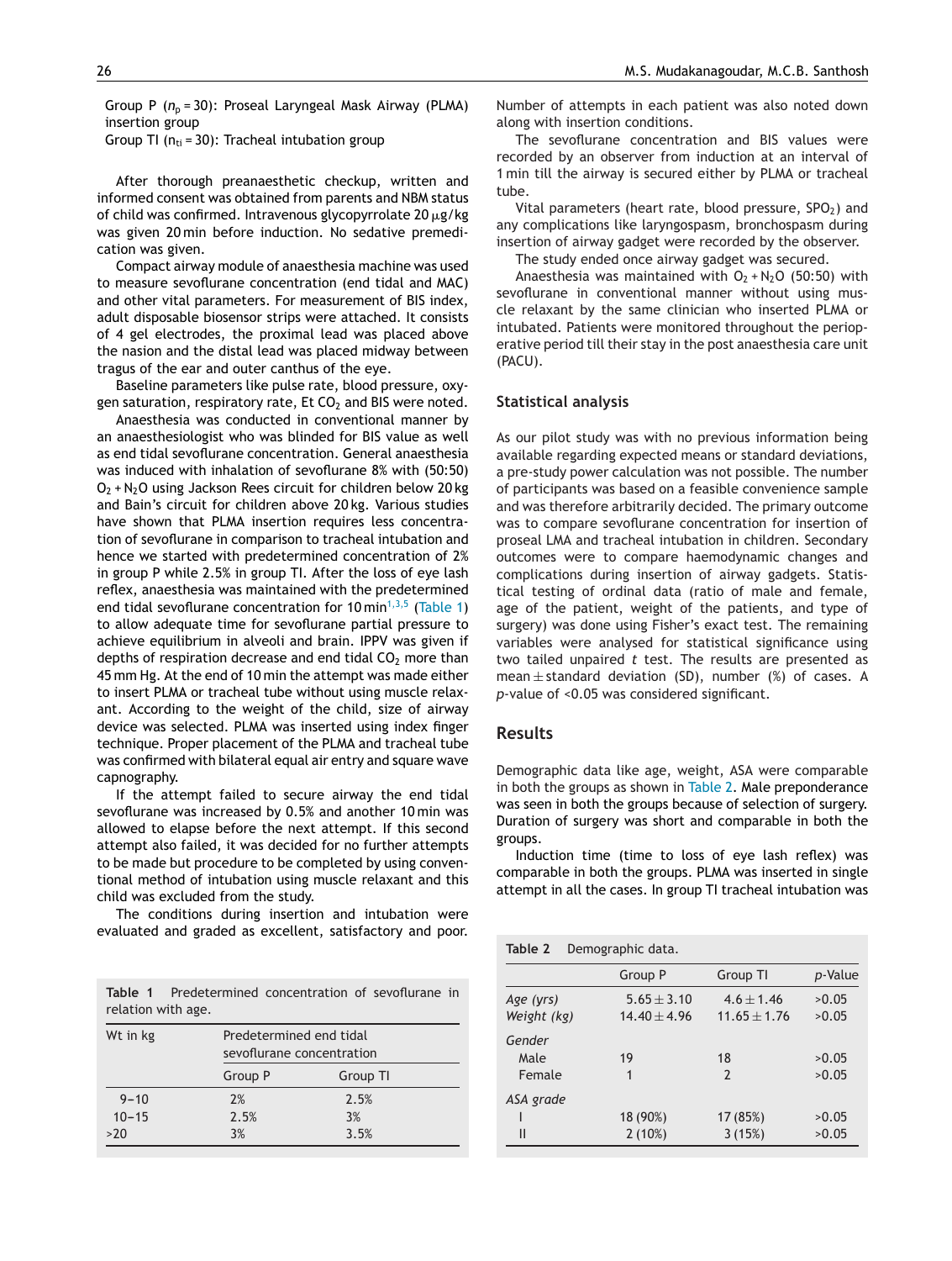Group P ($n_p = 30$): Proseal Laryngeal Mask Airway (PLMA) insertion group
Group TI ($n_{ti} = 30$): Tracheal intubation group

After thorough preanaesthetic checkup, written and informed consent was obtained from parents and NBM status of child was confirmed. Intravenous glycopyrrolate 20 μg/kg was given 20 min before induction. No sedative premedication was given.

Compact airway module of anaesthesia machine was used to measure sevoflurane concentration (end tidal and MAC) and other vital parameters. For measurement of BIS index, adult disposable biosensor strips were attached. It consists of 4 gel electrodes, the proximal lead was placed above the nasion and the distal lead was placed midway between tragus of the ear and outer canthus of the eye.

Baseline parameters like pulse rate, blood pressure, oxygen saturation, respiratory rate, Et $CO_2$ and BIS were noted.

Anaesthesia was conducted in conventional manner by an anaesthesiologist who was blinded for BIS value as well as end tidal sevoflurane concentration. General anaesthesia was induced with inhalation of sevoflurane 8% with (50:50) $O_2 + N_2O$ using Jackson Rees circuit for children below 20 kg and Bain's circuit for children above 20 kg. Various studies have shown that PLMA insertion requires less concentration of sevoflurane in comparison to tracheal intubation and hence we started with predetermined concentration of 2% in group P while 2.5% in group TI. After the loss of eye lash reflex, anaesthesia was maintained with the predetermined end tidal sevoflurane concentration for 10 min[1,3,5] (Table 1) to allow adequate time for sevoflurane partial pressure to achieve equilibrium in alveoli and brain. IPPV was given if depths of respiration decrease and end tidal $CO_2$ more than 45 mm Hg. At the end of 10 min the attempt was made either to insert PLMA or tracheal tube without using muscle relaxant. According to the weight of the child, size of airway device was selected. PLMA was inserted using index finger technique. Proper placement of the PLMA and tracheal tube was confirmed with bilateral equal air entry and square wave capnography.

If the attempt failed to secure airway the end tidal sevoflurane was increased by 0.5% and another 10 min was allowed to elapse before the next attempt. If this second attempt also failed, it was decided for no further attempts to be made but procedure to be completed by using conventional method of intubation using muscle relaxant and this child was excluded from the study.

The conditions during insertion and intubation were evaluated and graded as excellent, satisfactory and poor. Number of attempts in each patient was also noted down along with insertion conditions.

The sevoflurane concentration and BIS values were recorded by an observer from induction at an interval of 1 min till the airway is secured either by PLMA or tracheal tube.

Vital parameters (heart rate, blood pressure, $SPO_2$) and any complications like laryngospasm, bronchospasm during insertion of airway gadget were recorded by the observer.

The study ended once airway gadget was secured.

Anaesthesia was maintained with $O_2 + N_2O$ (50:50) with sevoflurane in conventional manner without using muscle relaxant by the same clinician who inserted PLMA or intubated. Patients were monitored throughout the perioperative period till their stay in the post anaesthesia care unit (PACU).

**Table 1** Predetermined concentration of sevoflurane in relation with age.

| Wt in kg | Predetermined end tidal sevoflurane concentration | |
|---|---|---|
| | Group P | Group TI |
| 9–10 | 2% | 2.5% |
| 10–15 | 2.5% | 3% |
| >20 | 3% | 3.5% |

## Statistical analysis

As our pilot study was with no previous information being available regarding expected means or standard deviations, a pre-study power calculation was not possible. The number of participants was based on a feasible convenience sample and was therefore arbitrarily decided. The primary outcome was to compare sevoflurane concentration for insertion of proseal LMA and tracheal intubation in children. Secondary outcomes were to compare haemodynamic changes and complications during insertion of airway gadgets. Statistical testing of ordinal data (ratio of male and female, age of the patient, weight of the patients, and type of surgery) was done using Fisher's exact test. The remaining variables were analysed for statistical significance using two tailed unpaired *t* test. The results are presented as mean ± standard deviation (SD), number (%) of cases. A *p*-value of <0.05 was considered significant.

## Results

Demographic data like age, weight, ASA were comparable in both the groups as shown in Table 2. Male preponderance was seen in both the groups because of selection of surgery. Duration of surgery was short and comparable in both the groups.

Induction time (time to loss of eye lash reflex) was comparable in both the groups. PLMA was inserted in single attempt in all the cases. In group TI tracheal intubation was

**Table 2** Demographic data.

| | Group P | Group TI | *p*-Value |
|---|---|---|---|
| *Age (yrs)* | 5.65 ± 3.10 | 4.6 ± 1.46 | >0.05 |
| *Weight (kg)* | 14.40 ± 4.96 | 11.65 ± 1.76 | >0.05 |
| *Gender* | | | |
| Male | 19 | 18 | >0.05 |
| Female | 1 | 2 | >0.05 |
| *ASA grade* | | | |
| I | 18 (90%) | 17 (85%) | >0.05 |
| II | 2 (10%) | 3 (15%) | >0.05 |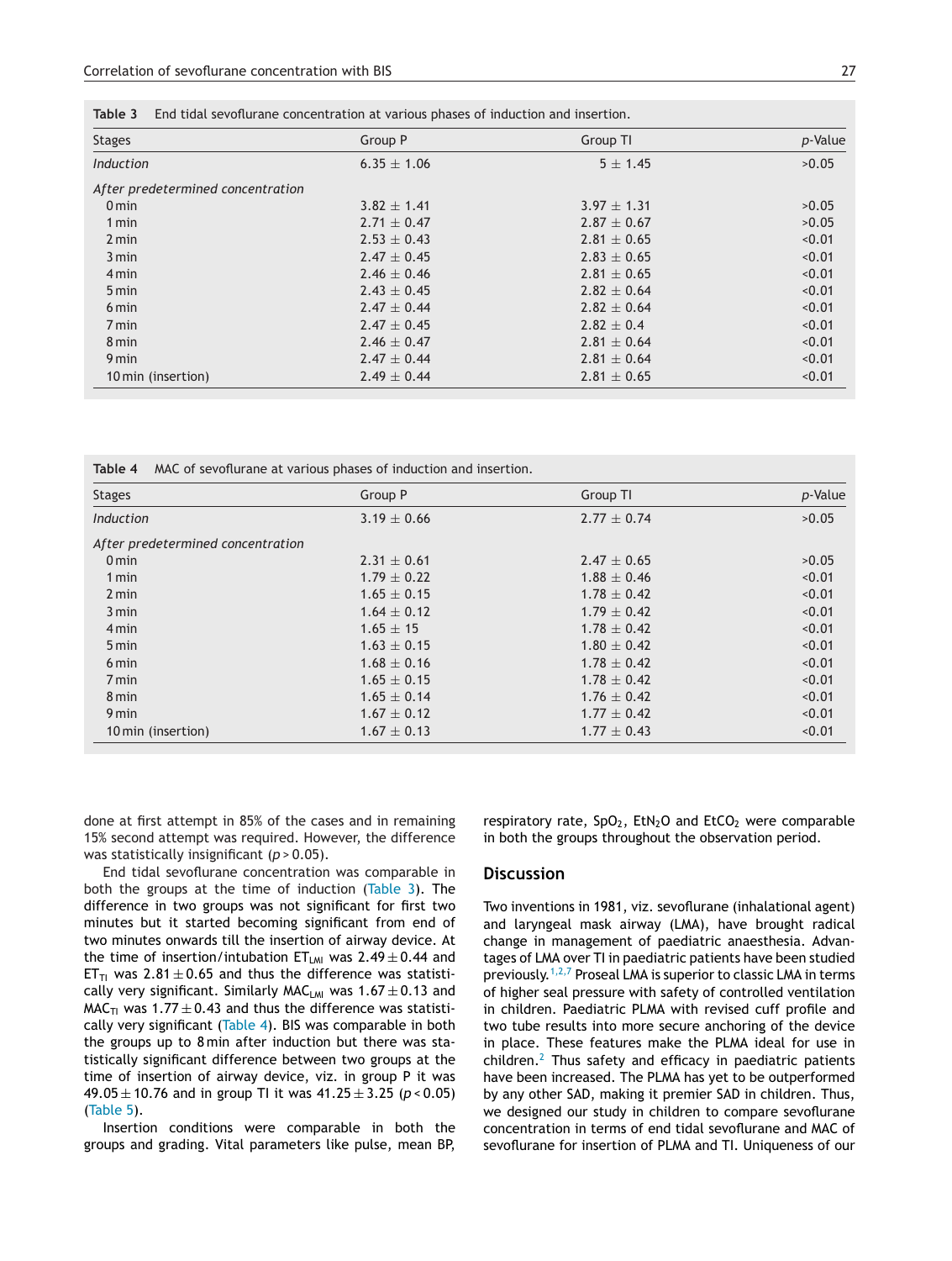**Table 3** End tidal sevoflurane concentration at various phases of induction and insertion.

| Stages | Group P | Group TI | p-Value |
|---|---|---|---|
| *Induction* | 6.35 ± 1.06 | 5 ± 1.45 | >0.05 |
| *After predetermined concentration* | | | |
| 0 min | 3.82 ± 1.41 | 3.97 ± 1.31 | >0.05 |
| 1 min | 2.71 ± 0.47 | 2.87 ± 0.67 | >0.05 |
| 2 min | 2.53 ± 0.43 | 2.81 ± 0.65 | <0.01 |
| 3 min | 2.47 ± 0.45 | 2.83 ± 0.65 | <0.01 |
| 4 min | 2.46 ± 0.46 | 2.81 ± 0.65 | <0.01 |
| 5 min | 2.43 ± 0.45 | 2.82 ± 0.64 | <0.01 |
| 6 min | 2.47 ± 0.44 | 2.82 ± 0.64 | <0.01 |
| 7 min | 2.47 ± 0.45 | 2.82 ± 0.4 | <0.01 |
| 8 min | 2.46 ± 0.47 | 2.81 ± 0.64 | <0.01 |
| 9 min | 2.47 ± 0.44 | 2.81 ± 0.64 | <0.01 |
| 10 min (insertion) | 2.49 ± 0.44 | 2.81 ± 0.65 | <0.01 |

**Table 4** MAC of sevoflurane at various phases of induction and insertion.

| Stages | Group P | Group TI | p-Value |
|---|---|---|---|
| *Induction* | 3.19 ± 0.66 | 2.77 ± 0.74 | >0.05 |
| *After predetermined concentration* | | | |
| 0 min | 2.31 ± 0.61 | 2.47 ± 0.65 | >0.05 |
| 1 min | 1.79 ± 0.22 | 1.88 ± 0.46 | <0.01 |
| 2 min | 1.65 ± 0.15 | 1.78 ± 0.42 | <0.01 |
| 3 min | 1.64 ± 0.12 | 1.79 ± 0.42 | <0.01 |
| 4 min | 1.65 ± 15 | 1.78 ± 0.42 | <0.01 |
| 5 min | 1.63 ± 0.15 | 1.80 ± 0.42 | <0.01 |
| 6 min | 1.68 ± 0.16 | 1.78 ± 0.42 | <0.01 |
| 7 min | 1.65 ± 0.15 | 1.78 ± 0.42 | <0.01 |
| 8 min | 1.65 ± 0.14 | 1.76 ± 0.42 | <0.01 |
| 9 min | 1.67 ± 0.12 | 1.77 ± 0.42 | <0.01 |
| 10 min (insertion) | 1.67 ± 0.13 | 1.77 ± 0.43 | <0.01 |

done at first attempt in 85% of the cases and in remaining 15% second attempt was required. However, the difference was statistically insignificant ($p > 0.05$).

End tidal sevoflurane concentration was comparable in both the groups at the time of induction (Table 3). The difference in two groups was not significant for first two minutes but it started becoming significant from end of two minutes onwards till the insertion of airway device. At the time of insertion/intubation $ET_{LMI}$ was $2.49 \pm 0.44$ and $ET_{TI}$ was $2.81 \pm 0.65$ and thus the difference was statistically very significant. Similarly $MAC_{LMI}$ was $1.67 \pm 0.13$ and $MAC_{TI}$ was $1.77 \pm 0.43$ and thus the difference was statistically very significant (Table 4). BIS was comparable in both the groups up to 8 min after induction but there was statistically significant difference between two groups at the time of insertion of airway device, viz. in group P it was $49.05 \pm 10.76$ and in group TI it was $41.25 \pm 3.25$ ($p < 0.05$) (Table 5).

Insertion conditions were comparable in both the groups and grading. Vital parameters like pulse, mean BP, respiratory rate, $SpO_2$, $EtN_2O$ and $EtCO_2$ were comparable in both the groups throughout the observation period.

## Discussion

Two inventions in 1981, viz. sevoflurane (inhalational agent) and laryngeal mask airway (LMA), have brought radical change in management of paediatric anaesthesia. Advantages of LMA over TI in paediatric patients have been studied previously.[1,2,7] Proseal LMA is superior to classic LMA in terms of higher seal pressure with safety of controlled ventilation in children. Paediatric PLMA with revised cuff profile and two tube results into more secure anchoring of the device in place. These features make the PLMA ideal for use in children.[2] Thus safety and efficacy in paediatric patients have been increased. The PLMA has yet to be outperformed by any other SAD, making it premier SAD in children. Thus, we designed our study in children to compare sevoflurane concentration in terms of end tidal sevoflurane and MAC of sevoflurane for insertion of PLMA and TI. Uniqueness of our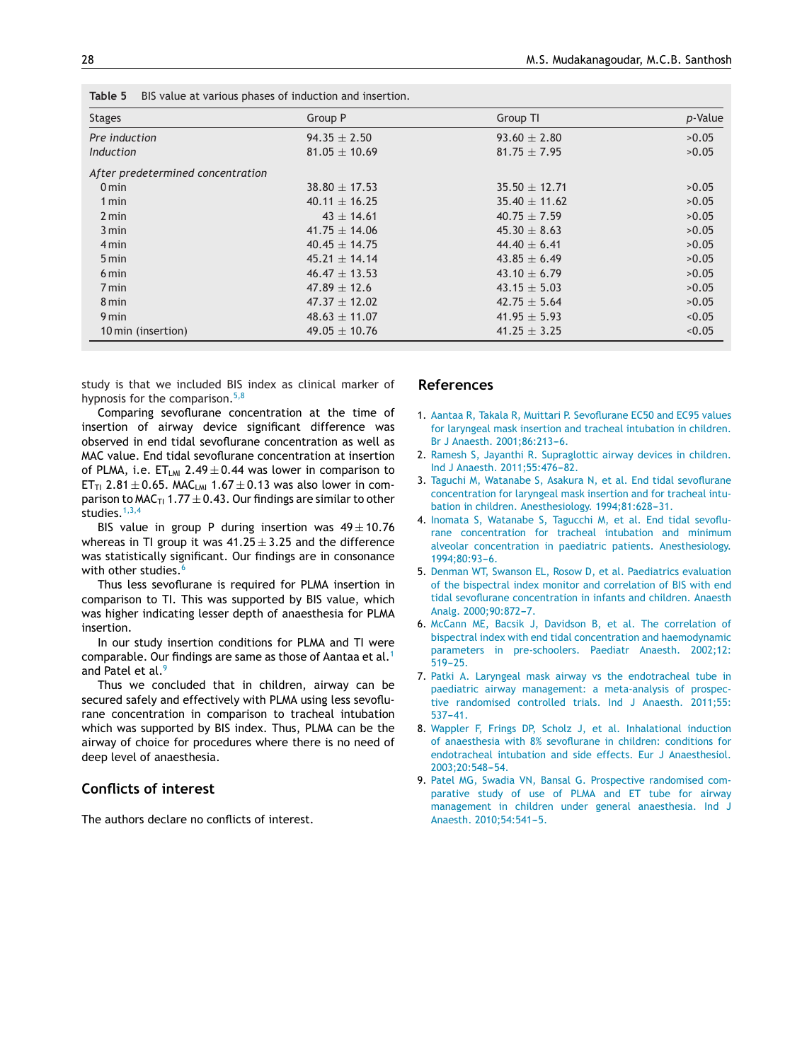Table 5 BIS value at various phases of induction and insertion.

| Stages | Group P | Group TI | *p*-Value |
|---|---|---|---|
| *Pre induction* | 94.35 ± 2.50 | 93.60 ± 2.80 | >0.05 |
| *Induction* | 81.05 ± 10.69 | 81.75 ± 7.95 | >0.05 |
| *After predetermined concentration* | | | |
| 0 min | 38.80 ± 17.53 | 35.50 ± 12.71 | >0.05 |
| 1 min | 40.11 ± 16.25 | 35.40 ± 11.62 | >0.05 |
| 2 min | 43 ± 14.61 | 40.75 ± 7.59 | >0.05 |
| 3 min | 41.75 ± 14.06 | 45.30 ± 8.63 | >0.05 |
| 4 min | 40.45 ± 14.75 | 44.40 ± 6.41 | >0.05 |
| 5 min | 45.21 ± 14.14 | 43.85 ± 6.49 | >0.05 |
| 6 min | 46.47 ± 13.53 | 43.10 ± 6.79 | >0.05 |
| 7 min | 47.89 ± 12.6 | 43.15 ± 5.03 | >0.05 |
| 8 min | 47.37 ± 12.02 | 42.75 ± 5.64 | >0.05 |
| 9 min | 48.63 ± 11.07 | 41.95 ± 5.93 | <0.05 |
| 10 min (insertion) | 49.05 ± 10.76 | 41.25 ± 3.25 | <0.05 |

study is that we included BIS index as clinical marker of hypnosis for the comparison.[5,8]

Comparing sevoflurane concentration at the time of insertion of airway device significant difference was observed in end tidal sevoflurane concentration as well as MAC value. End tidal sevoflurane concentration at insertion of PLMA, i.e. $ET_{LMI}$ 2.49 ± 0.44 was lower in comparison to $ET_{TI}$ 2.81 ± 0.65. $MAC_{LMI}$ 1.67 ± 0.13 was also lower in comparison to $MAC_{TI}$ 1.77 ± 0.43. Our findings are similar to other studies.[1,3,4]

BIS value in group P during insertion was 49 ± 10.76 whereas in TI group it was 41.25 ± 3.25 and the difference was statistically significant. Our findings are in consonance with other studies.[6]

Thus less sevoflurane is required for PLMA insertion in comparison to TI. This was supported by BIS value, which was higher indicating lesser depth of anaesthesia for PLMA insertion.

In our study insertion conditions for PLMA and TI were comparable. Our findings are same as those of Aantaa et al.[1] and Patel et al.[9]

Thus we concluded that in children, airway can be secured safely and effectively with PLMA using less sevoflurane concentration in comparison to tracheal intubation which was supported by BIS index. Thus, PLMA can be the airway of choice for procedures where there is no need of deep level of anaesthesia.

## Conflicts of interest

The authors declare no conflicts of interest.

## References

1. Aantaa R, Takala R, Muittari P. Sevoflurane EC50 and EC95 values for laryngeal mask insertion and tracheal intubation in children. Br J Anaesth. 2001;86:213–6.
2. Ramesh S, Jayanthi R. Supraglottic airway devices in children. Ind J Anaesth. 2011;55:476–82.
3. Taguchi M, Watanabe S, Asakura N, et al. End tidal sevoflurane concentration for laryngeal mask insertion and for tracheal intubation in children. Anesthesiology. 1994;81:628–31.
4. Inomata S, Watanabe S, Tagucchi M, et al. End tidal sevoflurane concentration for tracheal intubation and minimum alveolar concentration in paediatric patients. Anesthesiology. 1994;80:93–6.
5. Denman WT, Swanson EL, Rosow D, et al. Paediatrics evaluation of the bispectral index monitor and correlation of BIS with end tidal sevoflurane concentration in infants and children. Anaesth Analg. 2000;90:872–7.
6. McCann ME, Bacsik J, Davidson B, et al. The correlation of bispectral index with end tidal concentration and haemodynamic parameters in pre-schoolers. Paediatr Anaesth. 2002;12:519–25.
7. Patki A. Laryngeal mask airway vs the endotracheal tube in paediatric airway management: a meta-analysis of prospective randomised controlled trials. Ind J Anaesth. 2011;55:537–41.
8. Wappler F, Frings DP, Scholz J, et al. Inhalational induction of anaesthesia with 8% sevoflurane in children: conditions for endotracheal intubation and side effects. Eur J Anaesthesiol. 2003;20:548–54.
9. Patel MG, Swadia VN, Bansal G. Prospective comparative study of use of PLMA and ET tube for airway management in children under general anaesthesia. Ind J Anaesth. 2010;54:541–5.